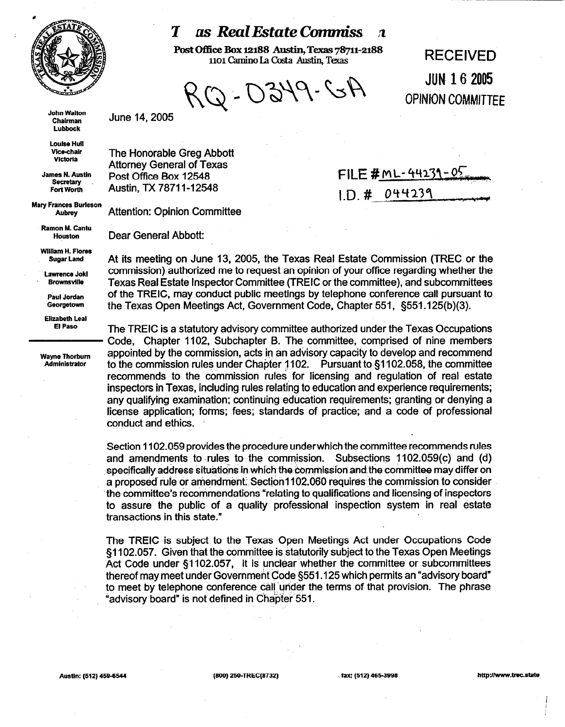# T as Real Estate Commiss n

**Post Office Box 12188 Austin, Texas 78711-2188**
1101 Camino La Costa Austin, Texas

RQ-0349-GA

**RECEIVED**
**JUN 16 2005**
**OPINION COMMITTEE**

**John Walton**
Chairman
Lubbock

**Louise Hull**
Vice-chair
Victoria

**James N. Austin**
Secretary
Fort Worth

**Mary Frances Burleson**
Aubrey

**Ramon M. Cantu**
Houston

**William H. Flores**
Sugar Land

**Lawrence Jokl**
Brownsville

**Paul Jordan**
Georgetown

**Elizabeth Leal**
El Paso

---

**Wayne Thorburn**
Administrator

June 14, 2005

The Honorable Greg Abbott
Attorney General of Texas
Post Office Box 12548
Austin, TX 78711-12548

FILE # ML-44239-05
I.D. # 044239

Attention: Opinion Committee

Dear General Abbott:

At its meeting on June 13, 2005, the Texas Real Estate Commission (TREC or the commission) authorized me to request an opinion of your office regarding whether the Texas Real Estate Inspector Committee (TREIC or the committee), and subcommittees of the TREIC, may conduct public meetings by telephone conference call pursuant to the Texas Open Meetings Act, Government Code, Chapter 551, §551.125(b)(3).

The TREIC is a statutory advisory committee authorized under the Texas Occupations Code, Chapter 1102, Subchapter B. The committee, comprised of nine members appointed by the commission, acts in an advisory capacity to develop and recommend to the commission rules under Chapter 1102. Pursuant to §1102.058, the committee recommends to the commission rules for licensing and regulation of real estate inspectors in Texas, including rules relating to education and experience requirements; any qualifying examination; continuing education requirements; granting or denying a license application; forms; fees; standards of practice; and a code of professional conduct and ethics.

Section 1102.059 provides the procedure under which the committee recommends rules and amendments to rules to the commission. Subsections 1102.059(c) and (d) specifically address situations in which the commission and the committee may differ on a proposed rule or amendment. Section1102.060 requires the commission to consider the committee's recommendations "relating to qualifications and licensing of inspectors to assure the public of a quality professional inspection system in real estate transactions in this state."

The TREIC is subject to the Texas Open Meetings Act under Occupations Code §1102.057. Given that the committee is statutorily subject to the Texas Open Meetings Act Code under §1102.057, it is unclear whether the committee or subcommittees thereof may meet under Government Code §551.125 which permits an "advisory board" to meet by telephone conference call under the terms of that provision. The phrase "advisory board" is not defined in Chapter 551.

Austin: (512) 459-6544 (800) 250-TREC(8732) fax: (512) 465-3998 http://www.trec.state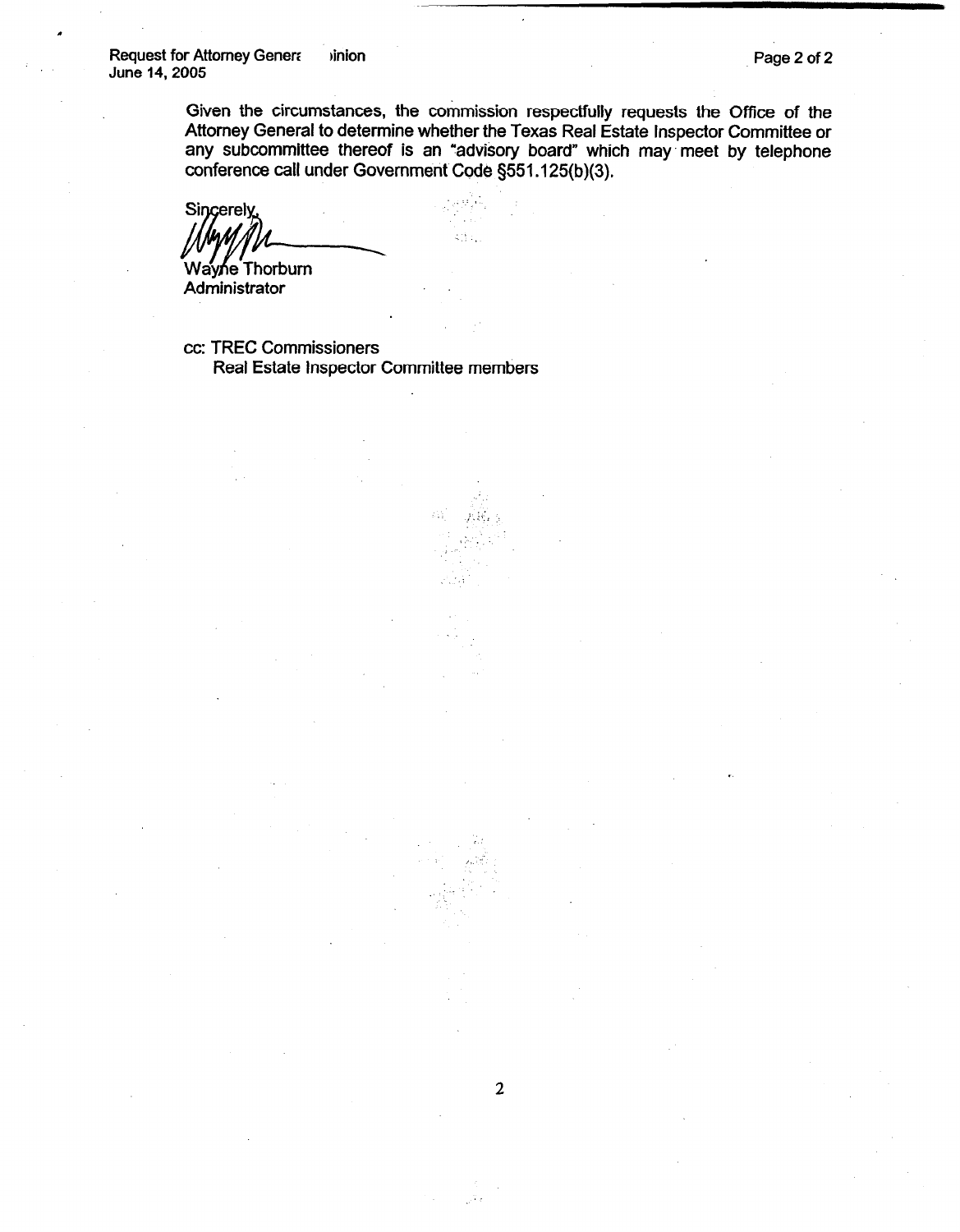Given the circumstances, the commission respectfully requests the Office of the Attorney General to determine whether the Texas Real Estate Inspector Committee or any subcommittee thereof is an "advisory board" which may meet by telephone conference call under Government Code §551.125(b)(3).

Sincerely,

Wayne Thorburn
Administrator

cc: TREC Commissioners
Real Estate Inspector Committee members